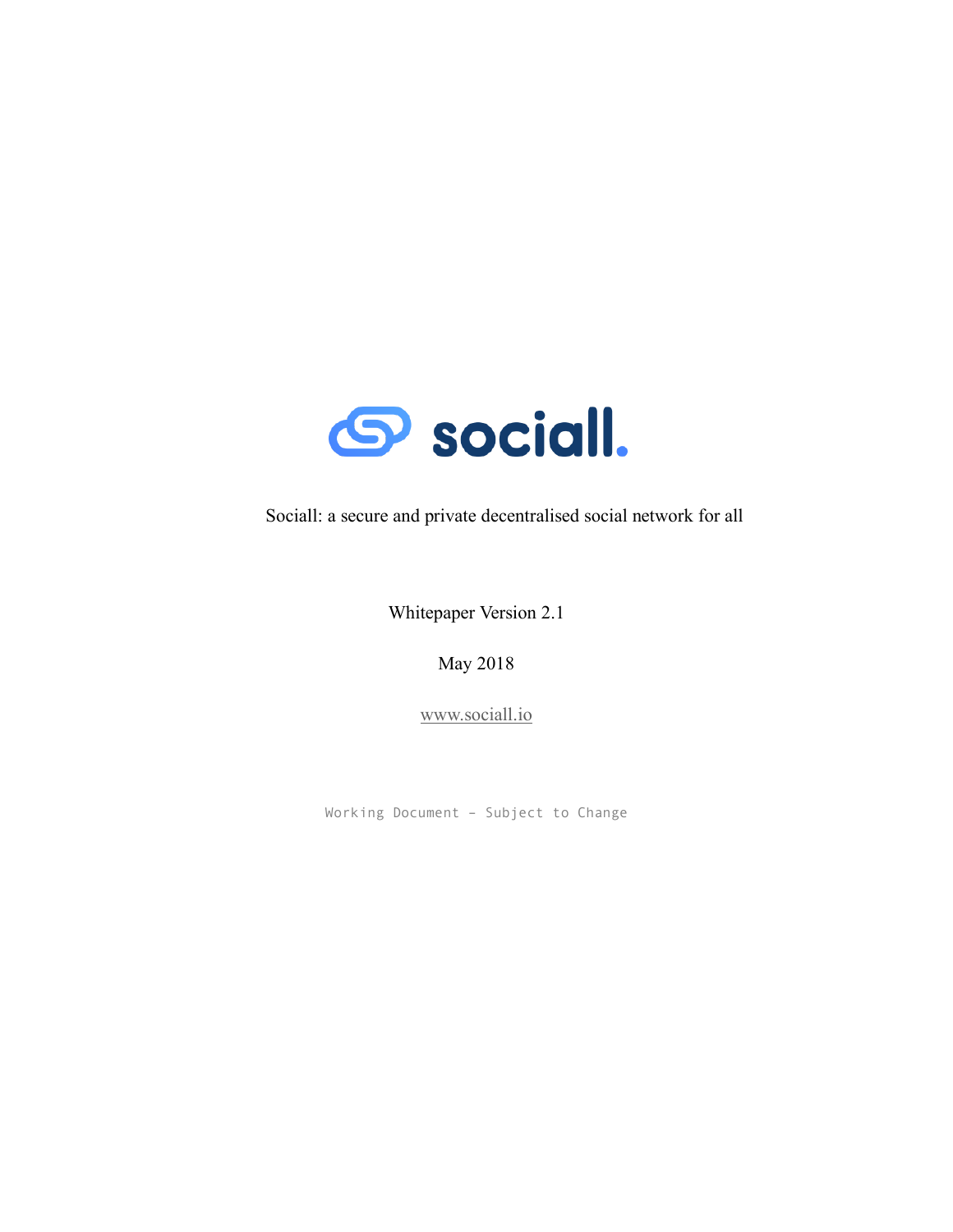# sociall.

Sociall: a secure and private decentralised social network for all

Whitepaper Version 2.1

May 2018

www.sociall.io

Working Document – Subject to Change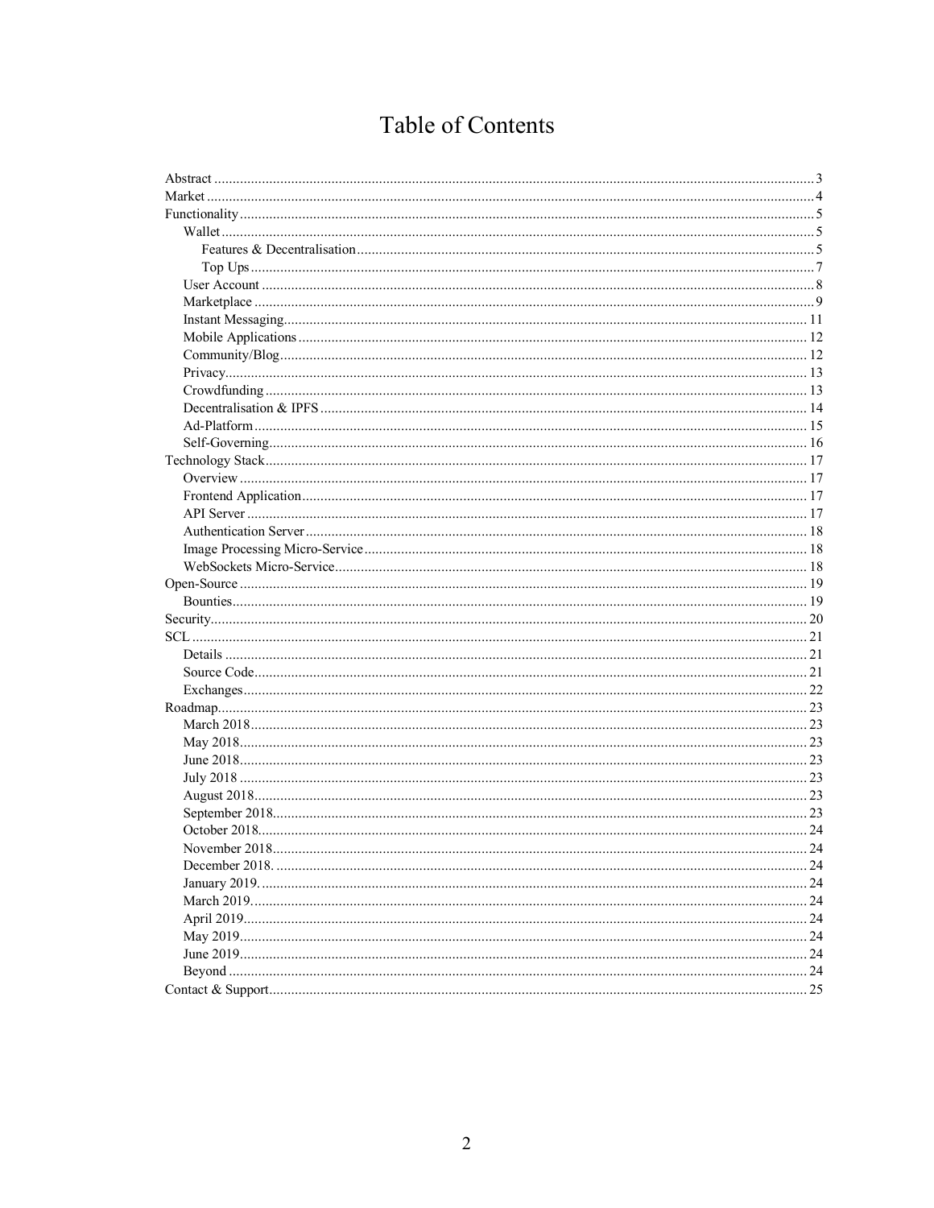# Table of Contents

- Abstract ... 3
- Market ... 4
- Functionality ... 5
  - Wallet ... 5
    - Features & Decentralisation ... 5
    - Top Ups ... 7
  - User Account ... 8
  - Marketplace ... 9
  - Instant Messaging ... 11
  - Mobile Applications ... 12
  - Community/Blog ... 12
  - Privacy ... 13
  - Crowdfunding ... 13
  - Decentralisation & IPFS ... 14
  - Ad-Platform ... 15
  - Self-Governing ... 16
- Technology Stack ... 17
  - Overview ... 17
  - Frontend Application ... 17
  - API Server ... 17
  - Authentication Server ... 18
  - Image Processing Micro-Service ... 18
  - WebSockets Micro-Service ... 18
- Open-Source ... 19
  - Bounties ... 19
- Security ... 20
- SCL ... 21
  - Details ... 21
  - Source Code ... 21
  - Exchanges ... 22
- Roadmap ... 23
  - March 2018 ... 23
  - May 2018 ... 23
  - June 2018 ... 23
  - July 2018 ... 23
  - August 2018 ... 23
  - September 2018 ... 23
  - October 2018 ... 24
  - November 2018 ... 24
  - December 2018. ... 24
  - January 2019. ... 24
  - March 2019. ... 24
  - April 2019 ... 24
  - May 2019 ... 24
  - June 2019 ... 24
  - Beyond ... 24
- Contact & Support ... 25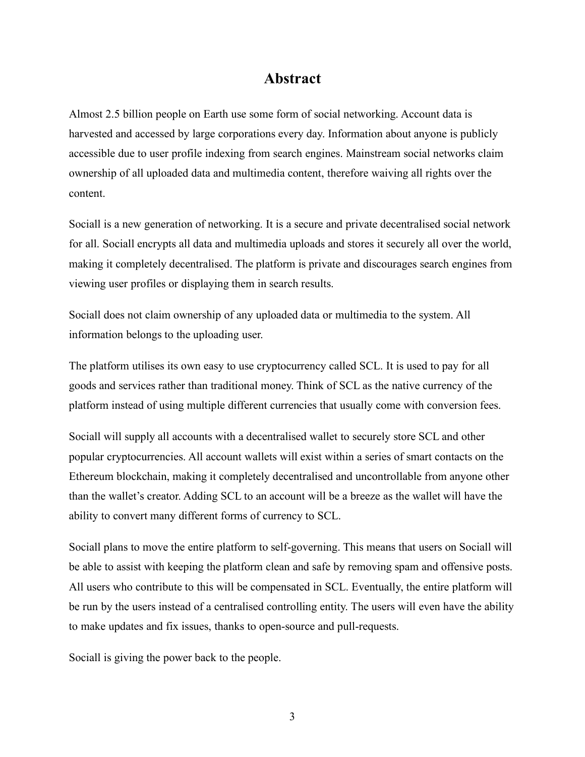# Abstract

Almost 2.5 billion people on Earth use some form of social networking. Account data is harvested and accessed by large corporations every day. Information about anyone is publicly accessible due to user profile indexing from search engines. Mainstream social networks claim ownership of all uploaded data and multimedia content, therefore waiving all rights over the content.

Sociall is a new generation of networking. It is a secure and private decentralised social network for all. Sociall encrypts all data and multimedia uploads and stores it securely all over the world, making it completely decentralised. The platform is private and discourages search engines from viewing user profiles or displaying them in search results.

Sociall does not claim ownership of any uploaded data or multimedia to the system. All information belongs to the uploading user.

The platform utilises its own easy to use cryptocurrency called SCL. It is used to pay for all goods and services rather than traditional money. Think of SCL as the native currency of the platform instead of using multiple different currencies that usually come with conversion fees.

Sociall will supply all accounts with a decentralised wallet to securely store SCL and other popular cryptocurrencies. All account wallets will exist within a series of smart contacts on the Ethereum blockchain, making it completely decentralised and uncontrollable from anyone other than the wallet's creator. Adding SCL to an account will be a breeze as the wallet will have the ability to convert many different forms of currency to SCL.

Sociall plans to move the entire platform to self-governing. This means that users on Sociall will be able to assist with keeping the platform clean and safe by removing spam and offensive posts. All users who contribute to this will be compensated in SCL. Eventually, the entire platform will be run by the users instead of a centralised controlling entity. The users will even have the ability to make updates and fix issues, thanks to open-source and pull-requests.

Sociall is giving the power back to the people.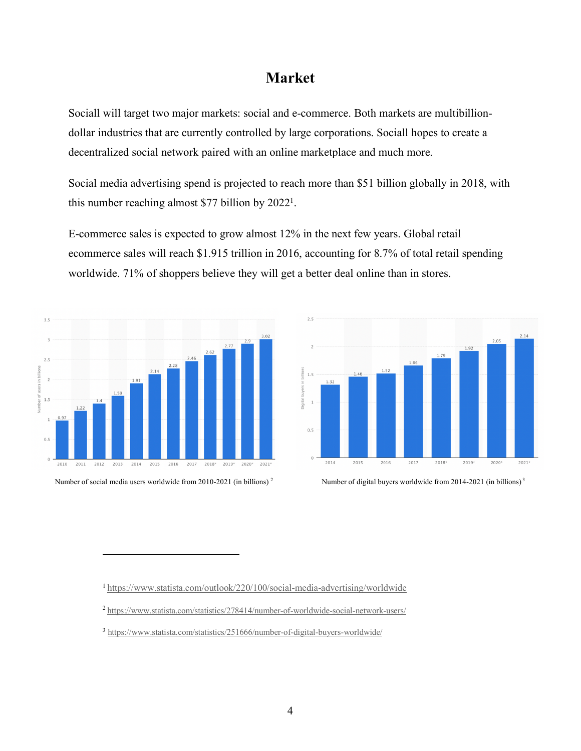# Market

Sociall will target two major markets: social and e-commerce. Both markets are multibillion-dollar industries that are currently controlled by large corporations. Sociall hopes to create a decentralized social network paired with an online marketplace and much more.

Social media advertising spend is projected to reach more than $51 billion globally in 2018, with this number reaching almost $77 billion by 2022[1].

E-commerce sales is expected to grow almost 12% in the next few years. Global retail ecommerce sales will reach $1.915 trillion in 2016, accounting for 8.7% of total retail spending worldwide. 71% of shoppers believe they will get a better deal online than in stores.

| Year | 2010 | 2011 | 2012 | 2013 | 2014 | 2015 | 2016 | 2017 | 2018* | 2019* | 2020* | 2021* |
|---|---|---|---|---|---|---|---|---|---|---|---|---|
| Number of users in billions | 0.97 | 1.22 | 1.4 | 1.59 | 1.91 | 2.14 | 2.28 | 2.46 | 2.62 | 2.77 | 2.9 | 3.02 |

Number of social media users worldwide from 2010-2021 (in billions) [2]

| Year | 2014 | 2015 | 2016 | 2017 | 2018* | 2019* | 2020* | 2021* |
|---|---|---|---|---|---|---|---|---|
| Digital buyers in billions | 1.32 | 1.46 | 1.52 | 1.66 | 1.79 | 1.92 | 2.05 | 2.14 |

Number of digital buyers worldwide from 2014-2021 (in billions) [3]

---

[1] https://www.statista.com/outlook/220/100/social-media-advertising/worldwide

[2] https://www.statista.com/statistics/278414/number-of-worldwide-social-network-users/

[3] https://www.statista.com/statistics/251666/number-of-digital-buyers-worldwide/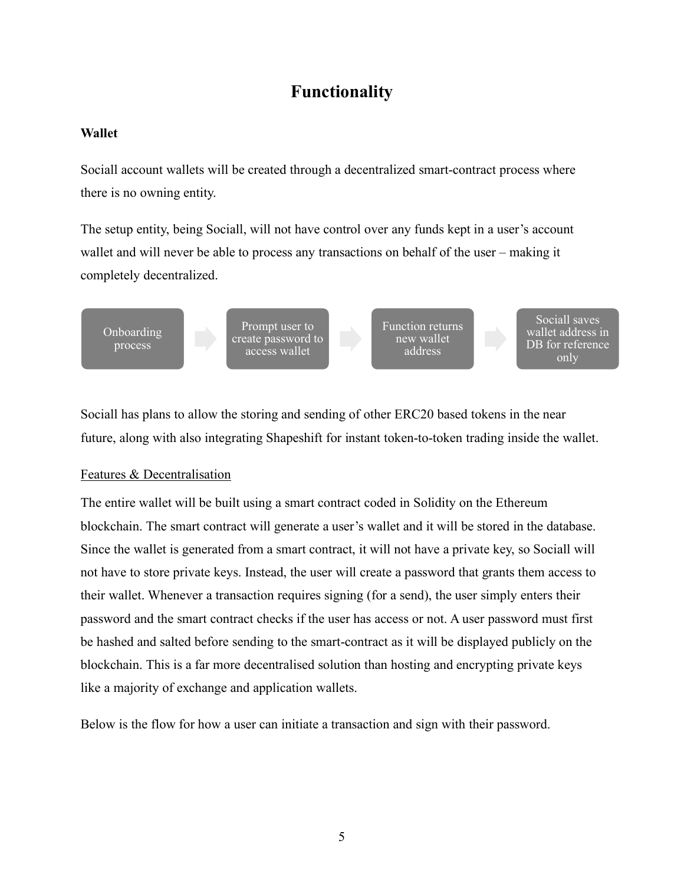# Functionality

**Wallet**

Sociall account wallets will be created through a decentralized smart-contract process where there is no owning entity.

The setup entity, being Sociall, will not have control over any funds kept in a user's account wallet and will never be able to process any transactions on behalf of the user – making it completely decentralized.

Onboarding process → Prompt user to create password to access wallet → Function returns new wallet address → Sociall saves wallet address in DB for reference only

Sociall has plans to allow the storing and sending of other ERC20 based tokens in the near future, along with also integrating Shapeshift for instant token-to-token trading inside the wallet.

Features & Decentralisation

The entire wallet will be built using a smart contract coded in Solidity on the Ethereum blockchain. The smart contract will generate a user's wallet and it will be stored in the database. Since the wallet is generated from a smart contract, it will not have a private key, so Sociall will not have to store private keys. Instead, the user will create a password that grants them access to their wallet. Whenever a transaction requires signing (for a send), the user simply enters their password and the smart contract checks if the user has access or not. A user password must first be hashed and salted before sending to the smart-contract as it will be displayed publicly on the blockchain. This is a far more decentralised solution than hosting and encrypting private keys like a majority of exchange and application wallets.

Below is the flow for how a user can initiate a transaction and sign with their password.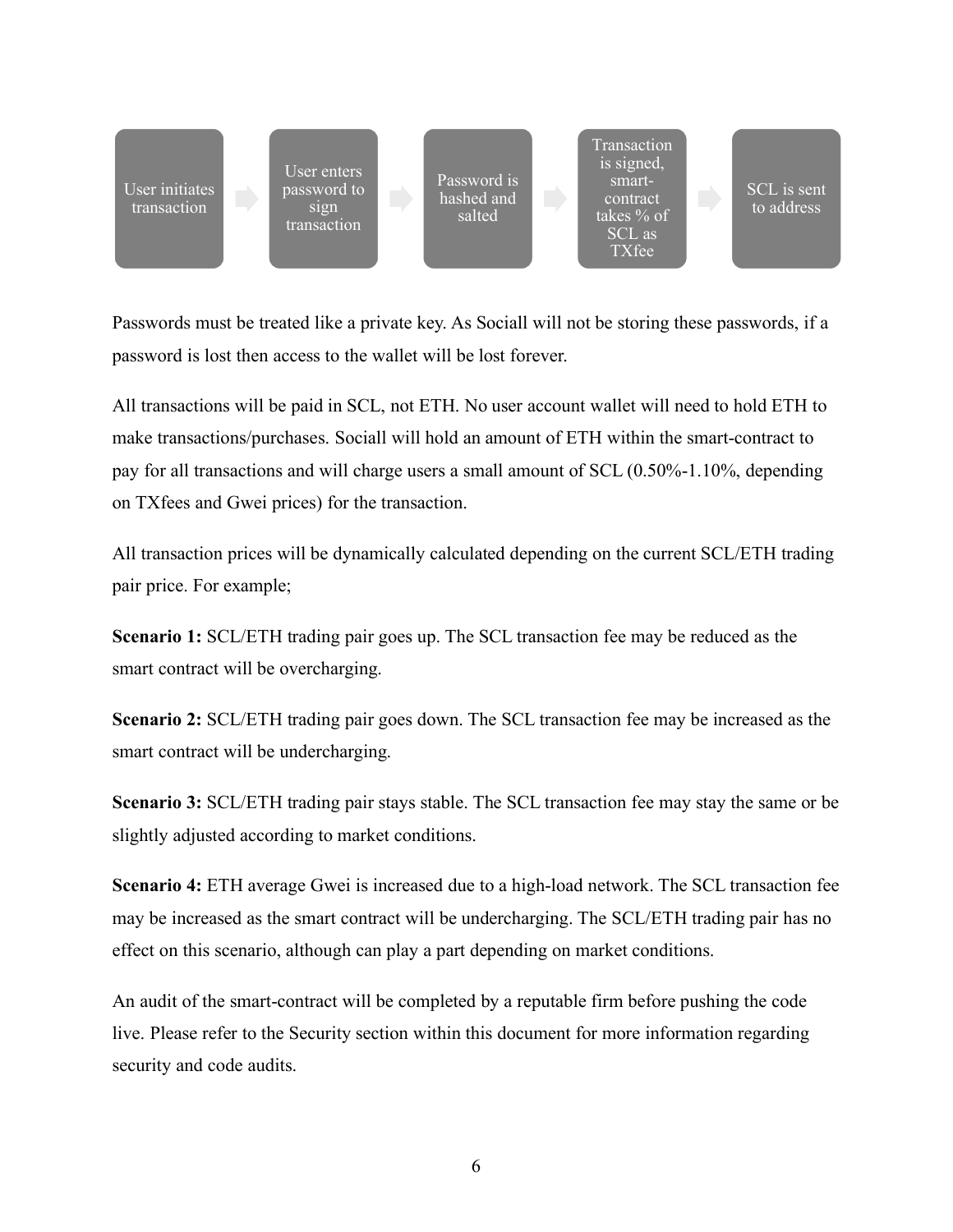User initiates transaction → User enters password to sign transaction → Password is hashed and salted → Transaction is signed, smart-contract takes % of SCL as TXfee → SCL is sent to address

Passwords must be treated like a private key. As Sociall will not be storing these passwords, if a password is lost then access to the wallet will be lost forever.

All transactions will be paid in SCL, not ETH. No user account wallet will need to hold ETH to make transactions/purchases. Sociall will hold an amount of ETH within the smart-contract to pay for all transactions and will charge users a small amount of SCL (0.50%-1.10%, depending on TXfees and Gwei prices) for the transaction.

All transaction prices will be dynamically calculated depending on the current SCL/ETH trading pair price. For example;

**Scenario 1:** SCL/ETH trading pair goes up. The SCL transaction fee may be reduced as the smart contract will be overcharging.

**Scenario 2:** SCL/ETH trading pair goes down. The SCL transaction fee may be increased as the smart contract will be undercharging.

**Scenario 3:** SCL/ETH trading pair stays stable. The SCL transaction fee may stay the same or be slightly adjusted according to market conditions.

**Scenario 4:** ETH average Gwei is increased due to a high-load network. The SCL transaction fee may be increased as the smart contract will be undercharging. The SCL/ETH trading pair has no effect on this scenario, although can play a part depending on market conditions.

An audit of the smart-contract will be completed by a reputable firm before pushing the code live. Please refer to the Security section within this document for more information regarding security and code audits.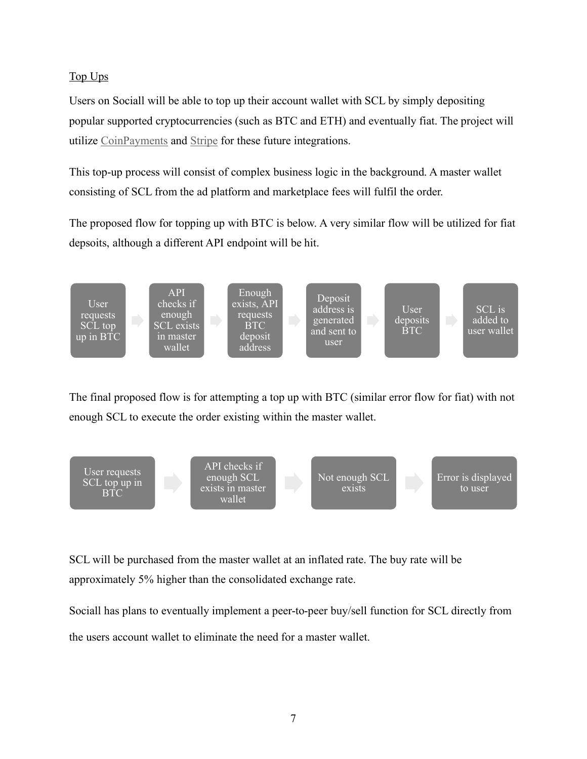Top Ups

Users on Sociall will be able to top up their account wallet with SCL by simply depositing popular supported cryptocurrencies (such as BTC and ETH) and eventually fiat. The project will utilize CoinPayments and Stripe for these future integrations.

This top-up process will consist of complex business logic in the background. A master wallet consisting of SCL from the ad platform and marketplace fees will fulfil the order.

The proposed flow for topping up with BTC is below. A very similar flow will be utilized for fiat depsoits, although a different API endpoint will be hit.

User requests SCL top up in BTC → API checks if enough SCL exists in master wallet → Enough exists, API requests BTC deposit address → Deposit address is generated and sent to user → User deposits BTC → SCL is added to user wallet

The final proposed flow is for attempting a top up with BTC (similar error flow for fiat) with not enough SCL to execute the order existing within the master wallet.

User requests SCL top up in BTC → API checks if enough SCL exists in master wallet → Not enough SCL exists → Error is displayed to user

SCL will be purchased from the master wallet at an inflated rate. The buy rate will be approximately 5% higher than the consolidated exchange rate.

Sociall has plans to eventually implement a peer-to-peer buy/sell function for SCL directly from the users account wallet to eliminate the need for a master wallet.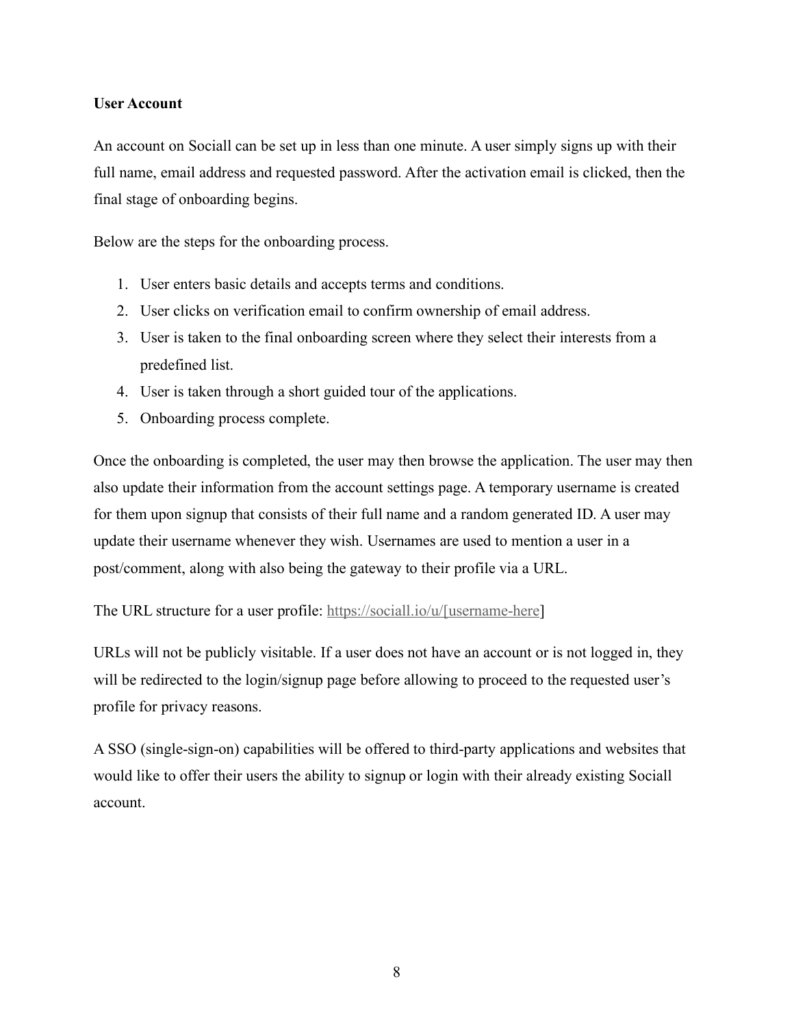**User Account**

An account on Sociall can be set up in less than one minute. A user simply signs up with their full name, email address and requested password. After the activation email is clicked, then the final stage of onboarding begins.

Below are the steps for the onboarding process.

1. User enters basic details and accepts terms and conditions.
2. User clicks on verification email to confirm ownership of email address.
3. User is taken to the final onboarding screen where they select their interests from a predefined list.
4. User is taken through a short guided tour of the applications.
5. Onboarding process complete.

Once the onboarding is completed, the user may then browse the application. The user may then also update their information from the account settings page. A temporary username is created for them upon signup that consists of their full name and a random generated ID. A user may update their username whenever they wish. Usernames are used to mention a user in a post/comment, along with also being the gateway to their profile via a URL.

The URL structure for a user profile: https://sociall.io/u/[username-here]

URLs will not be publicly visitable. If a user does not have an account or is not logged in, they will be redirected to the login/signup page before allowing to proceed to the requested user's profile for privacy reasons.

A SSO (single-sign-on) capabilities will be offered to third-party applications and websites that would like to offer their users the ability to signup or login with their already existing Sociall account.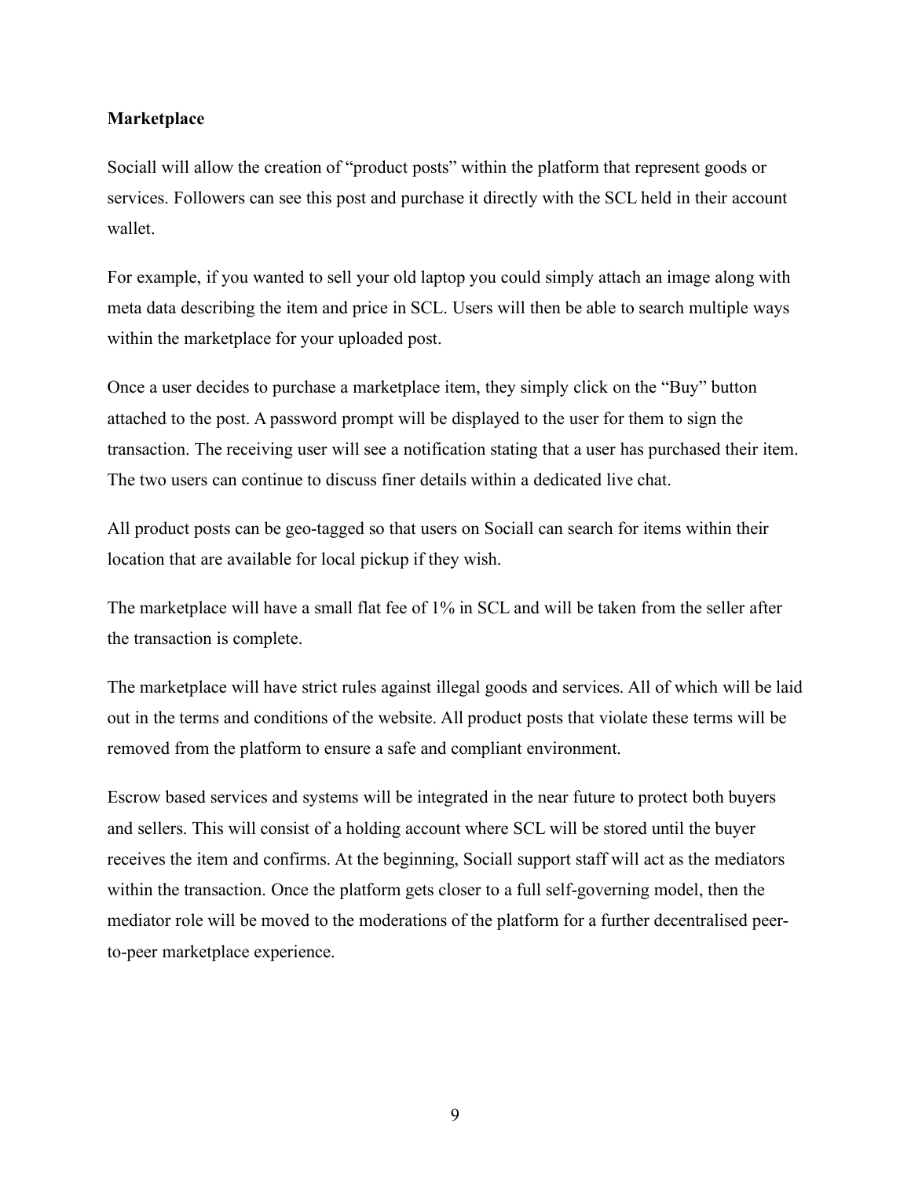**Marketplace**

Sociall will allow the creation of "product posts" within the platform that represent goods or services. Followers can see this post and purchase it directly with the SCL held in their account wallet.

For example, if you wanted to sell your old laptop you could simply attach an image along with meta data describing the item and price in SCL. Users will then be able to search multiple ways within the marketplace for your uploaded post.

Once a user decides to purchase a marketplace item, they simply click on the "Buy" button attached to the post. A password prompt will be displayed to the user for them to sign the transaction. The receiving user will see a notification stating that a user has purchased their item. The two users can continue to discuss finer details within a dedicated live chat.

All product posts can be geo-tagged so that users on Sociall can search for items within their location that are available for local pickup if they wish.

The marketplace will have a small flat fee of 1% in SCL and will be taken from the seller after the transaction is complete.

The marketplace will have strict rules against illegal goods and services. All of which will be laid out in the terms and conditions of the website. All product posts that violate these terms will be removed from the platform to ensure a safe and compliant environment.

Escrow based services and systems will be integrated in the near future to protect both buyers and sellers. This will consist of a holding account where SCL will be stored until the buyer receives the item and confirms. At the beginning, Sociall support staff will act as the mediators within the transaction. Once the platform gets closer to a full self-governing model, then the mediator role will be moved to the moderations of the platform for a further decentralised peer-to-peer marketplace experience.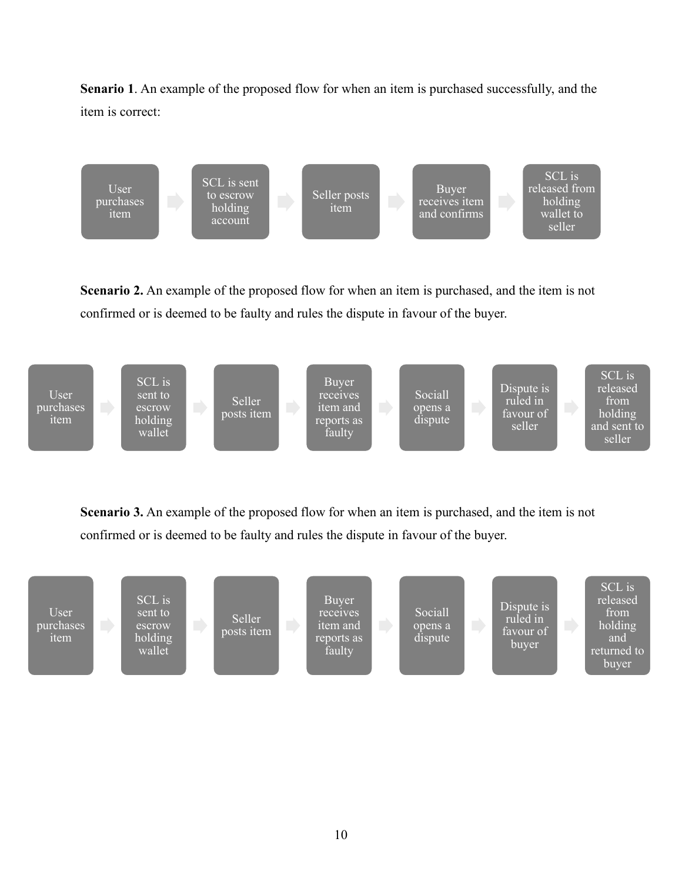**Senario 1**. An example of the proposed flow for when an item is purchased successfully, and the item is correct:

User purchases item → SCL is sent to escrow holding account → Seller posts item → Buyer receives item and confirms → SCL is released from holding wallet to seller

**Scenario 2.** An example of the proposed flow for when an item is purchased, and the item is not confirmed or is deemed to be faulty and rules the dispute in favour of the buyer.

User purchases item → SCL is sent to escrow holding wallet → Seller posts item → Buyer receives item and reports as faulty → Sociall opens a dispute → Dispute is ruled in favour of seller → SCL is released from holding and sent to seller

**Scenario 3.** An example of the proposed flow for when an item is purchased, and the item is not confirmed or is deemed to be faulty and rules the dispute in favour of the buyer.

User purchases item → SCL is sent to escrow holding wallet → Seller posts item → Buyer receives item and reports as faulty → Sociall opens a dispute → Dispute is ruled in favour of buyer → SCL is released from holding and returned to buyer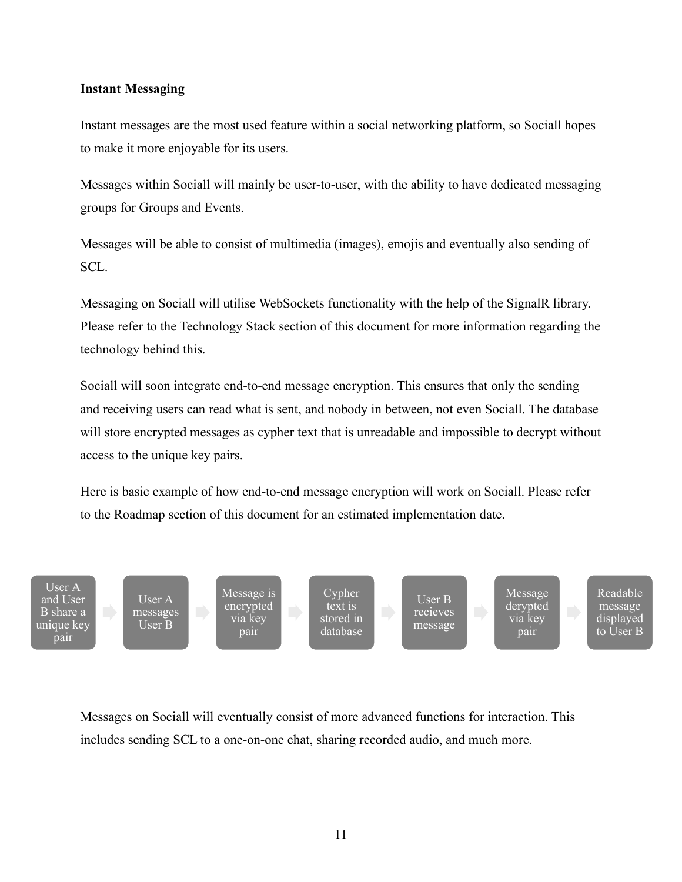**Instant Messaging**

Instant messages are the most used feature within a social networking platform, so Sociall hopes to make it more enjoyable for its users.

Messages within Sociall will mainly be user-to-user, with the ability to have dedicated messaging groups for Groups and Events.

Messages will be able to consist of multimedia (images), emojis and eventually also sending of SCL.

Messaging on Sociall will utilise WebSockets functionality with the help of the SignalR library. Please refer to the Technology Stack section of this document for more information regarding the technology behind this.

Sociall will soon integrate end-to-end message encryption. This ensures that only the sending and receiving users can read what is sent, and nobody in between, not even Sociall. The database will store encrypted messages as cypher text that is unreadable and impossible to decrypt without access to the unique key pairs.

Here is basic example of how end-to-end message encryption will work on Sociall. Please refer to the Roadmap section of this document for an estimated implementation date.

User A and User B share a unique key pair → User A messages User B → Message is encrypted via key pair → Cypher text is stored in database → User B recieves message → Message derypted via key pair → Readable message displayed to User B

Messages on Sociall will eventually consist of more advanced functions for interaction. This includes sending SCL to a one-on-one chat, sharing recorded audio, and much more.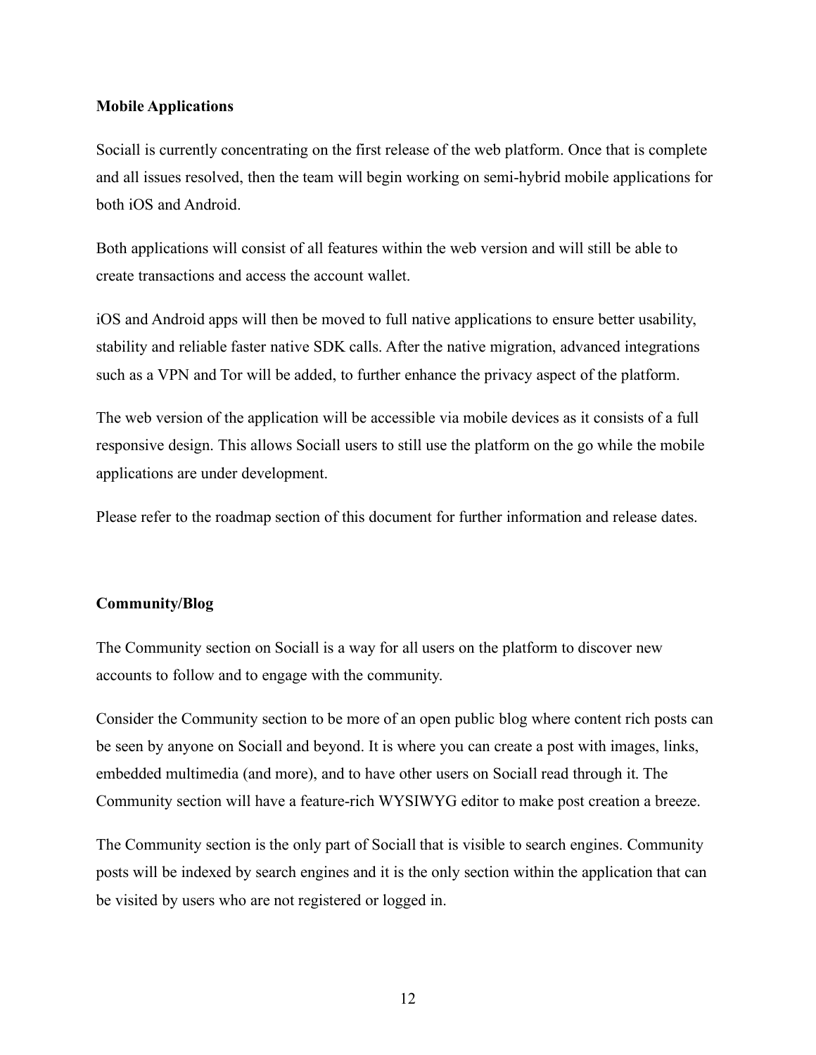**Mobile Applications**

Sociall is currently concentrating on the first release of the web platform. Once that is complete and all issues resolved, then the team will begin working on semi-hybrid mobile applications for both iOS and Android.

Both applications will consist of all features within the web version and will still be able to create transactions and access the account wallet.

iOS and Android apps will then be moved to full native applications to ensure better usability, stability and reliable faster native SDK calls. After the native migration, advanced integrations such as a VPN and Tor will be added, to further enhance the privacy aspect of the platform.

The web version of the application will be accessible via mobile devices as it consists of a full responsive design. This allows Sociall users to still use the platform on the go while the mobile applications are under development.

Please refer to the roadmap section of this document for further information and release dates.

**Community/Blog**

The Community section on Sociall is a way for all users on the platform to discover new accounts to follow and to engage with the community.

Consider the Community section to be more of an open public blog where content rich posts can be seen by anyone on Sociall and beyond. It is where you can create a post with images, links, embedded multimedia (and more), and to have other users on Sociall read through it. The Community section will have a feature-rich WYSIWYG editor to make post creation a breeze.

The Community section is the only part of Sociall that is visible to search engines. Community posts will be indexed by search engines and it is the only section within the application that can be visited by users who are not registered or logged in.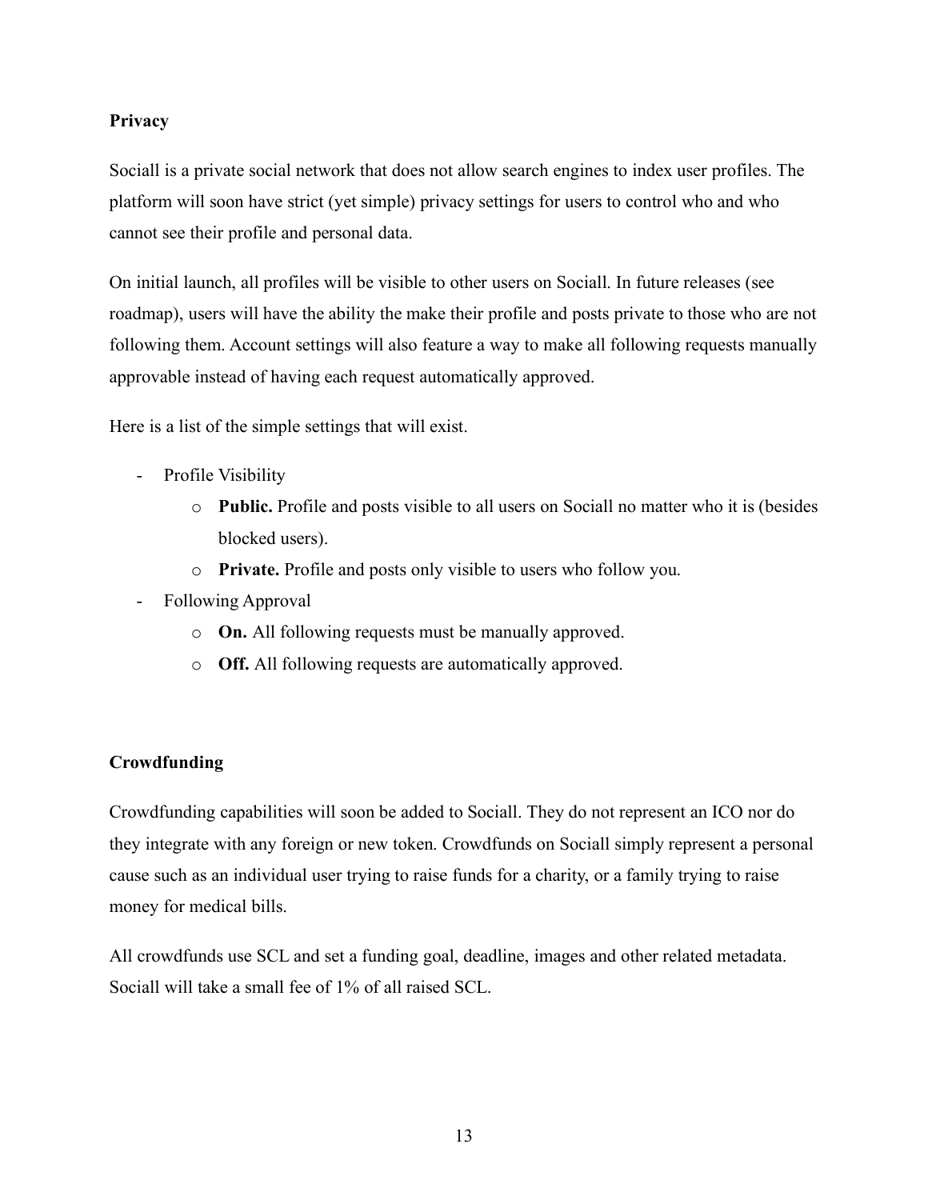**Privacy**

Sociall is a private social network that does not allow search engines to index user profiles. The platform will soon have strict (yet simple) privacy settings for users to control who and who cannot see their profile and personal data.

On initial launch, all profiles will be visible to other users on Sociall. In future releases (see roadmap), users will have the ability the make their profile and posts private to those who are not following them. Account settings will also feature a way to make all following requests manually approvable instead of having each request automatically approved.

Here is a list of the simple settings that will exist.

- Profile Visibility
  - **Public.** Profile and posts visible to all users on Sociall no matter who it is (besides blocked users).
  - **Private.** Profile and posts only visible to users who follow you.
- Following Approval
  - **On.** All following requests must be manually approved.
  - **Off.** All following requests are automatically approved.

**Crowdfunding**

Crowdfunding capabilities will soon be added to Sociall. They do not represent an ICO nor do they integrate with any foreign or new token. Crowdfunds on Sociall simply represent a personal cause such as an individual user trying to raise funds for a charity, or a family trying to raise money for medical bills.

All crowdfunds use SCL and set a funding goal, deadline, images and other related metadata. Sociall will take a small fee of 1% of all raised SCL.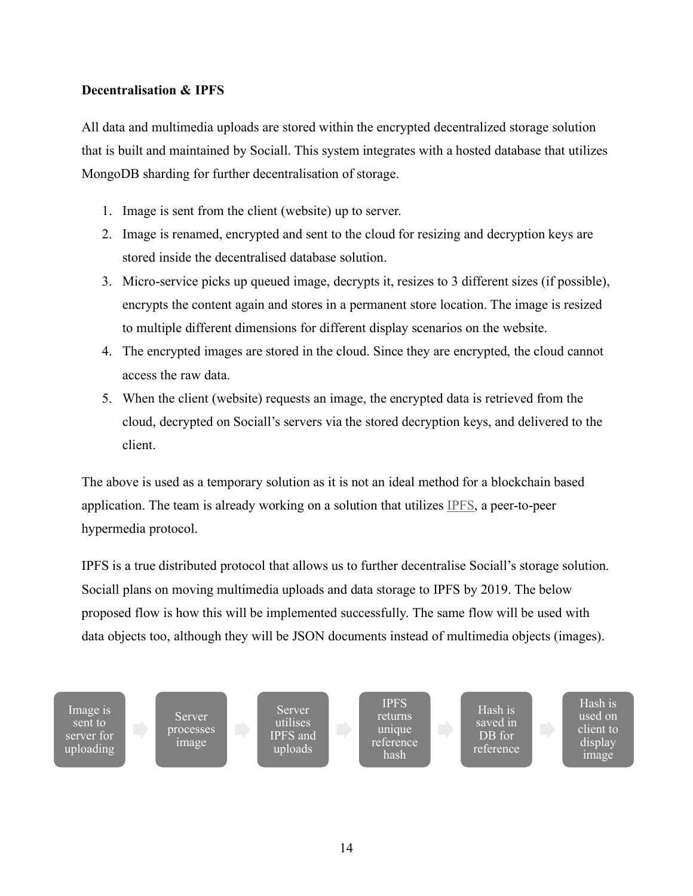**Decentralisation & IPFS**

All data and multimedia uploads are stored within the encrypted decentralized storage solution that is built and maintained by Sociall. This system integrates with a hosted database that utilizes MongoDB sharding for further decentralisation of storage.

1. Image is sent from the client (website) up to server.
2. Image is renamed, encrypted and sent to the cloud for resizing and decryption keys are stored inside the decentralised database solution.
3. Micro-service picks up queued image, decrypts it, resizes to 3 different sizes (if possible), encrypts the content again and stores in a permanent store location. The image is resized to multiple different dimensions for different display scenarios on the website.
4. The encrypted images are stored in the cloud. Since they are encrypted, the cloud cannot access the raw data.
5. When the client (website) requests an image, the encrypted data is retrieved from the cloud, decrypted on Sociall's servers via the stored decryption keys, and delivered to the client.

The above is used as a temporary solution as it is not an ideal method for a blockchain based application. The team is already working on a solution that utilizes IPFS, a peer-to-peer hypermedia protocol.

IPFS is a true distributed protocol that allows us to further decentralise Sociall's storage solution. Sociall plans on moving multimedia uploads and data storage to IPFS by 2019. The below proposed flow is how this will be implemented successfully. The same flow will be used with data objects too, although they will be JSON documents instead of multimedia objects (images).

Image is sent to server for uploading → Server processes image → Server utilises IPFS and uploads → IPFS returns unique reference hash → Hash is saved in DB for reference → Hash is used on client to display image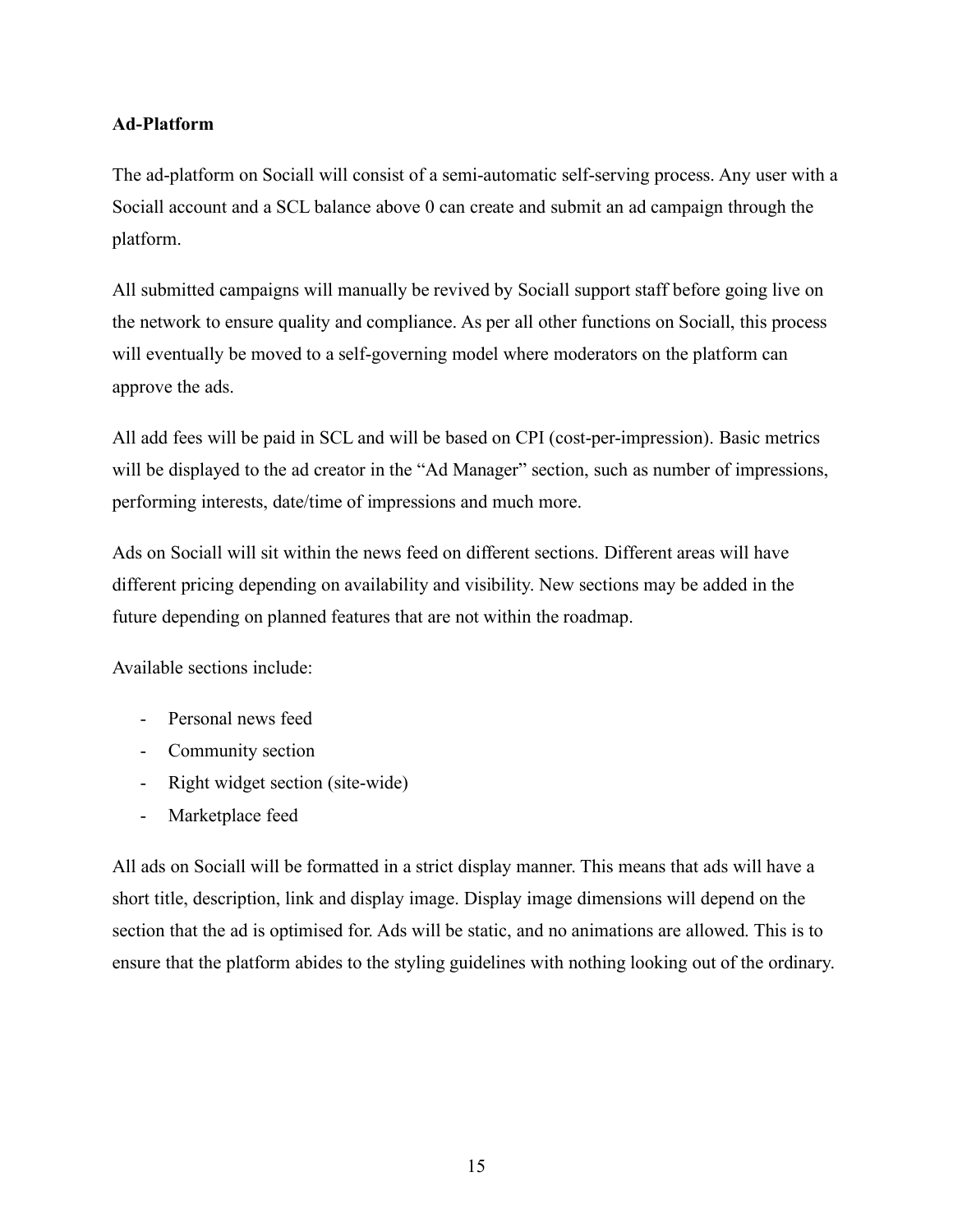**Ad-Platform**

The ad-platform on Sociall will consist of a semi-automatic self-serving process. Any user with a Sociall account and a SCL balance above 0 can create and submit an ad campaign through the platform.

All submitted campaigns will manually be revived by Sociall support staff before going live on the network to ensure quality and compliance. As per all other functions on Sociall, this process will eventually be moved to a self-governing model where moderators on the platform can approve the ads.

All add fees will be paid in SCL and will be based on CPI (cost-per-impression). Basic metrics will be displayed to the ad creator in the "Ad Manager" section, such as number of impressions, performing interests, date/time of impressions and much more.

Ads on Sociall will sit within the news feed on different sections. Different areas will have different pricing depending on availability and visibility. New sections may be added in the future depending on planned features that are not within the roadmap.

Available sections include:

- Personal news feed
- Community section
- Right widget section (site-wide)
- Marketplace feed

All ads on Sociall will be formatted in a strict display manner. This means that ads will have a short title, description, link and display image. Display image dimensions will depend on the section that the ad is optimised for. Ads will be static, and no animations are allowed. This is to ensure that the platform abides to the styling guidelines with nothing looking out of the ordinary.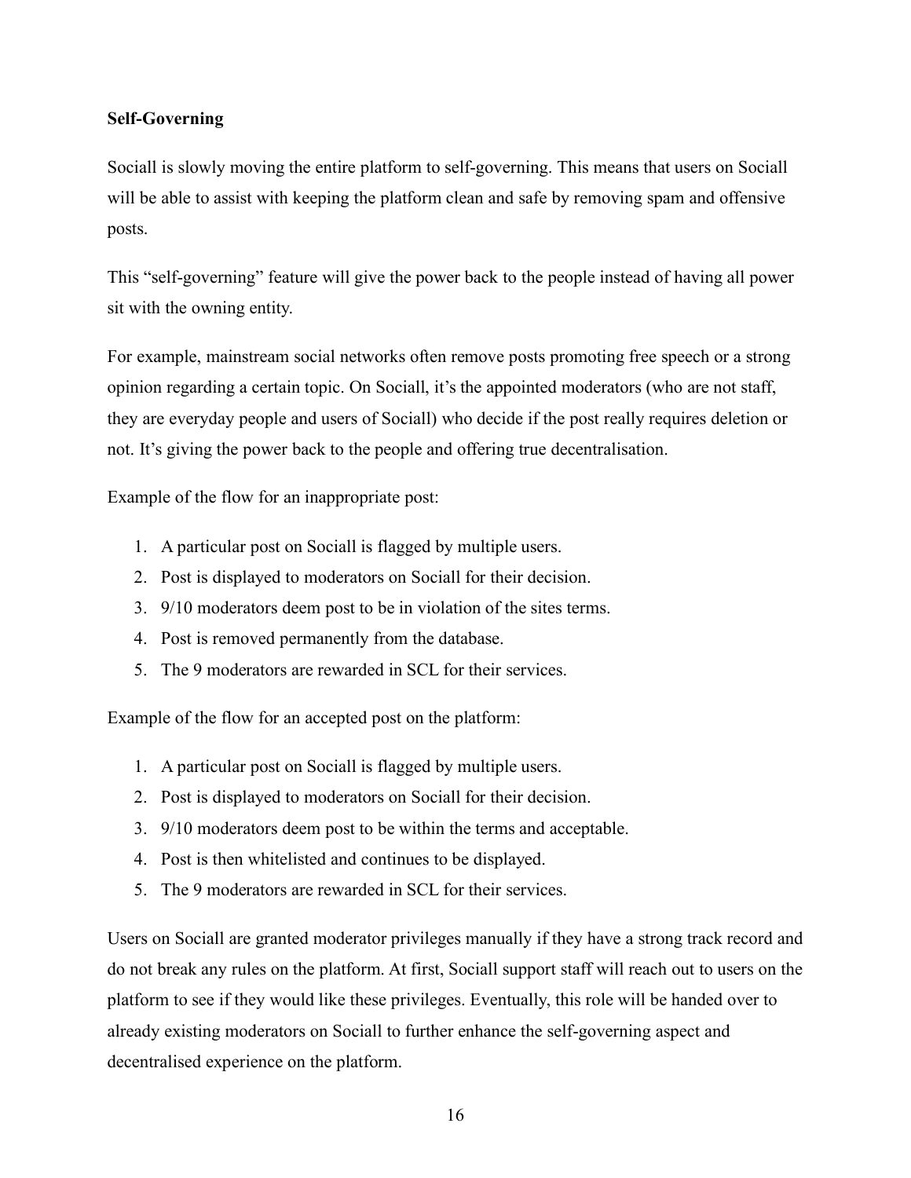**Self-Governing**

Sociall is slowly moving the entire platform to self-governing. This means that users on Sociall will be able to assist with keeping the platform clean and safe by removing spam and offensive posts.

This "self-governing" feature will give the power back to the people instead of having all power sit with the owning entity.

For example, mainstream social networks often remove posts promoting free speech or a strong opinion regarding a certain topic. On Sociall, it's the appointed moderators (who are not staff, they are everyday people and users of Sociall) who decide if the post really requires deletion or not. It's giving the power back to the people and offering true decentralisation.

Example of the flow for an inappropriate post:

1. A particular post on Sociall is flagged by multiple users.
2. Post is displayed to moderators on Sociall for their decision.
3. 9/10 moderators deem post to be in violation of the sites terms.
4. Post is removed permanently from the database.
5. The 9 moderators are rewarded in SCL for their services.

Example of the flow for an accepted post on the platform:

1. A particular post on Sociall is flagged by multiple users.
2. Post is displayed to moderators on Sociall for their decision.
3. 9/10 moderators deem post to be within the terms and acceptable.
4. Post is then whitelisted and continues to be displayed.
5. The 9 moderators are rewarded in SCL for their services.

Users on Sociall are granted moderator privileges manually if they have a strong track record and do not break any rules on the platform. At first, Sociall support staff will reach out to users on the platform to see if they would like these privileges. Eventually, this role will be handed over to already existing moderators on Sociall to further enhance the self-governing aspect and decentralised experience on the platform.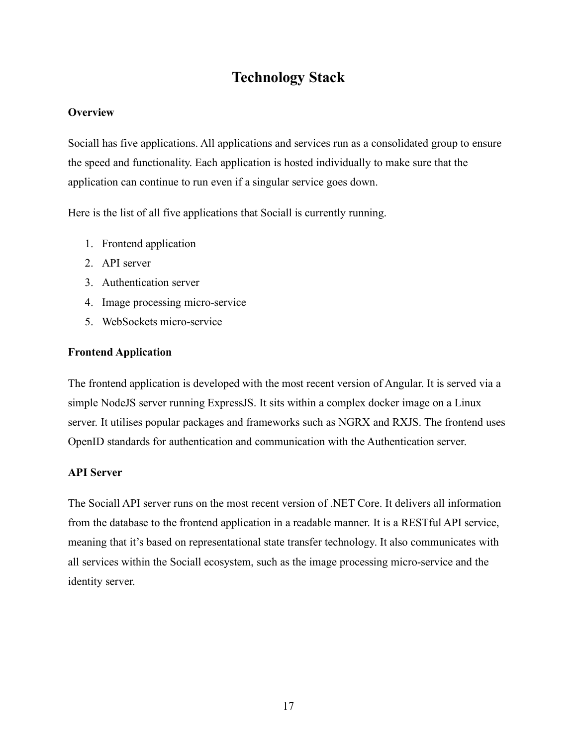# Technology Stack

**Overview**

Sociall has five applications. All applications and services run as a consolidated group to ensure the speed and functionality. Each application is hosted individually to make sure that the application can continue to run even if a singular service goes down.

Here is the list of all five applications that Sociall is currently running.

1. Frontend application
2. API server
3. Authentication server
4. Image processing micro-service
5. WebSockets micro-service

**Frontend Application**

The frontend application is developed with the most recent version of Angular. It is served via a simple NodeJS server running ExpressJS. It sits within a complex docker image on a Linux server. It utilises popular packages and frameworks such as NGRX and RXJS. The frontend uses OpenID standards for authentication and communication with the Authentication server.

**API Server**

The Sociall API server runs on the most recent version of .NET Core. It delivers all information from the database to the frontend application in a readable manner. It is a RESTful API service, meaning that it's based on representational state transfer technology. It also communicates with all services within the Sociall ecosystem, such as the image processing micro-service and the identity server.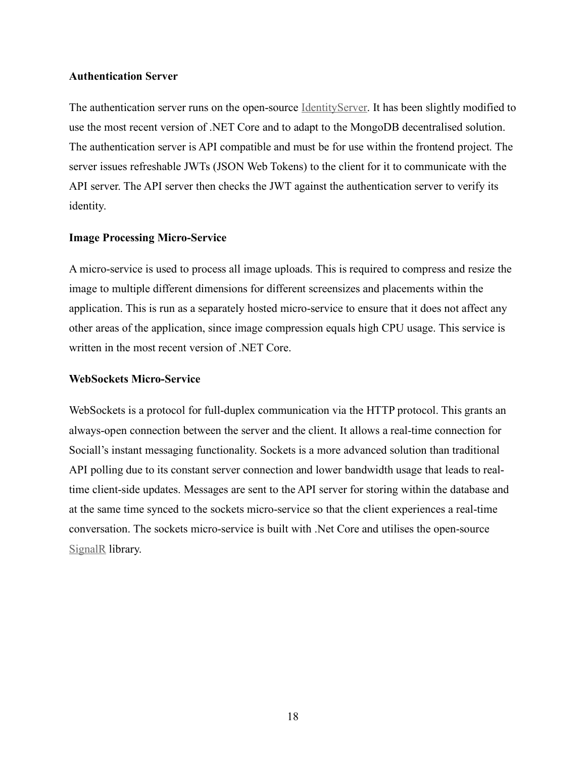**Authentication Server**

The authentication server runs on the open-source IdentityServer. It has been slightly modified to use the most recent version of .NET Core and to adapt to the MongoDB decentralised solution. The authentication server is API compatible and must be for use within the frontend project. The server issues refreshable JWTs (JSON Web Tokens) to the client for it to communicate with the API server. The API server then checks the JWT against the authentication server to verify its identity.

**Image Processing Micro-Service**

A micro-service is used to process all image uploads. This is required to compress and resize the image to multiple different dimensions for different screensizes and placements within the application. This is run as a separately hosted micro-service to ensure that it does not affect any other areas of the application, since image compression equals high CPU usage. This service is written in the most recent version of .NET Core.

**WebSockets Micro-Service**

WebSockets is a protocol for full-duplex communication via the HTTP protocol. This grants an always-open connection between the server and the client. It allows a real-time connection for Sociall's instant messaging functionality. Sockets is a more advanced solution than traditional API polling due to its constant server connection and lower bandwidth usage that leads to real-time client-side updates. Messages are sent to the API server for storing within the database and at the same time synced to the sockets micro-service so that the client experiences a real-time conversation. The sockets micro-service is built with .Net Core and utilises the open-source SignalR library.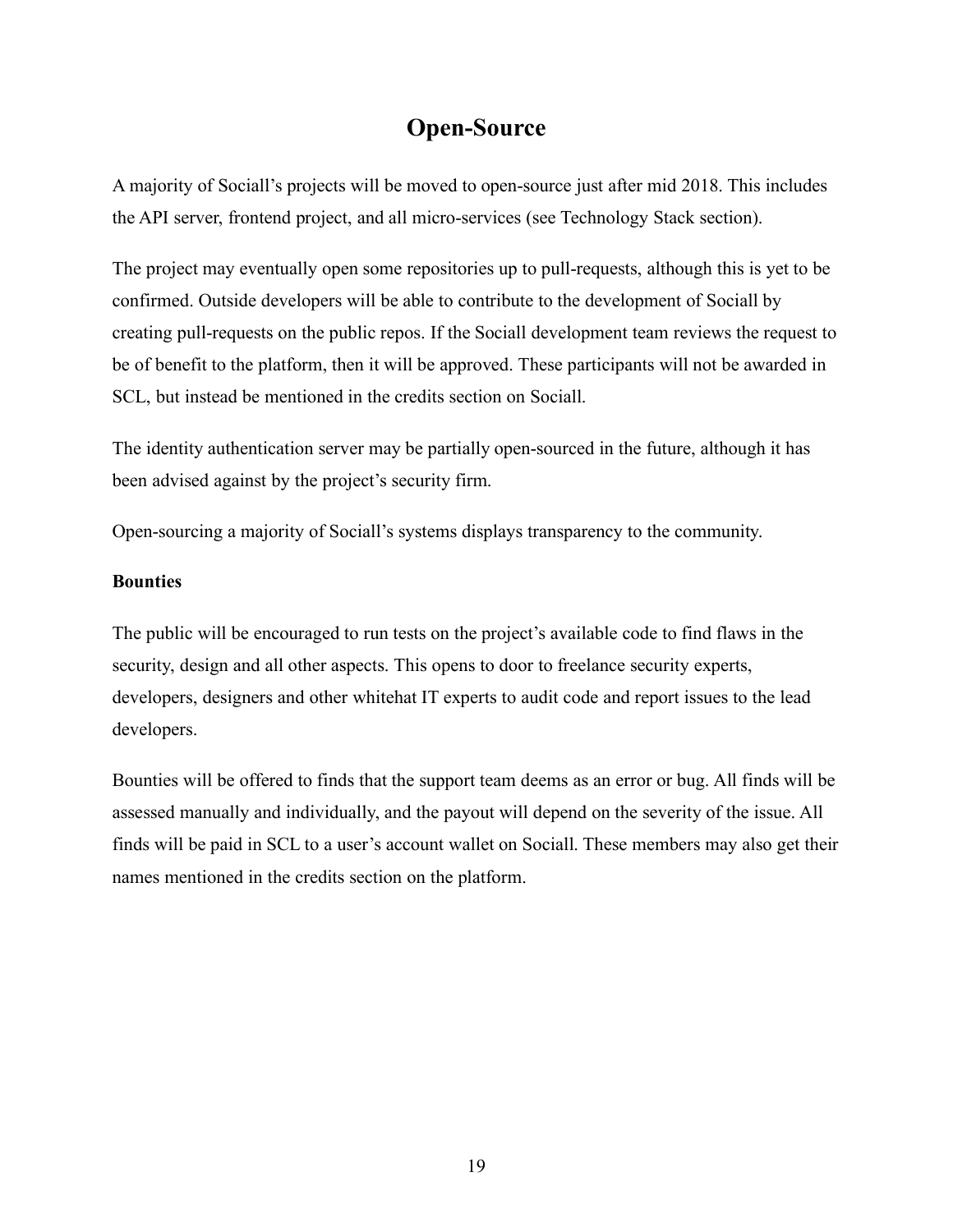# Open-Source

A majority of Sociall's projects will be moved to open-source just after mid 2018. This includes the API server, frontend project, and all micro-services (see Technology Stack section).

The project may eventually open some repositories up to pull-requests, although this is yet to be confirmed. Outside developers will be able to contribute to the development of Sociall by creating pull-requests on the public repos. If the Sociall development team reviews the request to be of benefit to the platform, then it will be approved. These participants will not be awarded in SCL, but instead be mentioned in the credits section on Sociall.

The identity authentication server may be partially open-sourced in the future, although it has been advised against by the project's security firm.

Open-sourcing a majority of Sociall's systems displays transparency to the community.

**Bounties**

The public will be encouraged to run tests on the project's available code to find flaws in the security, design and all other aspects. This opens to door to freelance security experts, developers, designers and other whitehat IT experts to audit code and report issues to the lead developers.

Bounties will be offered to finds that the support team deems as an error or bug. All finds will be assessed manually and individually, and the payout will depend on the severity of the issue. All finds will be paid in SCL to a user's account wallet on Sociall. These members may also get their names mentioned in the credits section on the platform.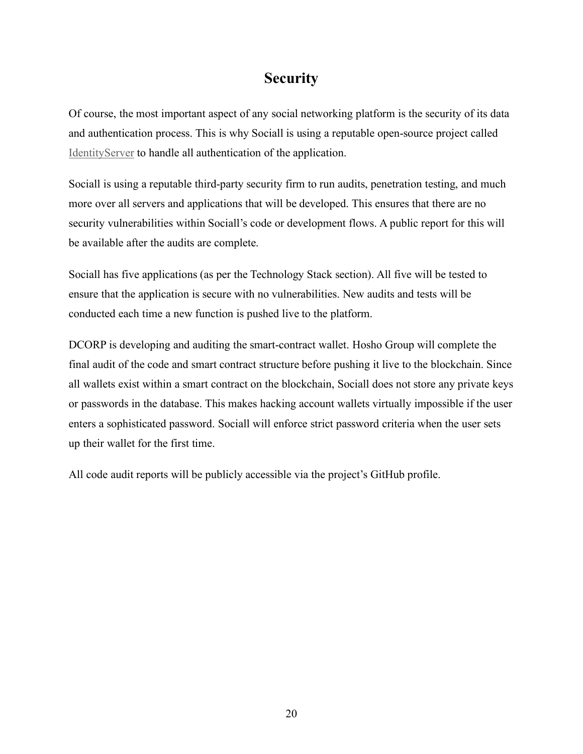# Security

Of course, the most important aspect of any social networking platform is the security of its data and authentication process. This is why Sociall is using a reputable open-source project called IdentityServer to handle all authentication of the application.

Sociall is using a reputable third-party security firm to run audits, penetration testing, and much more over all servers and applications that will be developed. This ensures that there are no security vulnerabilities within Sociall's code or development flows. A public report for this will be available after the audits are complete.

Sociall has five applications (as per the Technology Stack section). All five will be tested to ensure that the application is secure with no vulnerabilities. New audits and tests will be conducted each time a new function is pushed live to the platform.

DCORP is developing and auditing the smart-contract wallet. Hosho Group will complete the final audit of the code and smart contract structure before pushing it live to the blockchain. Since all wallets exist within a smart contract on the blockchain, Sociall does not store any private keys or passwords in the database. This makes hacking account wallets virtually impossible if the user enters a sophisticated password. Sociall will enforce strict password criteria when the user sets up their wallet for the first time.

All code audit reports will be publicly accessible via the project's GitHub profile.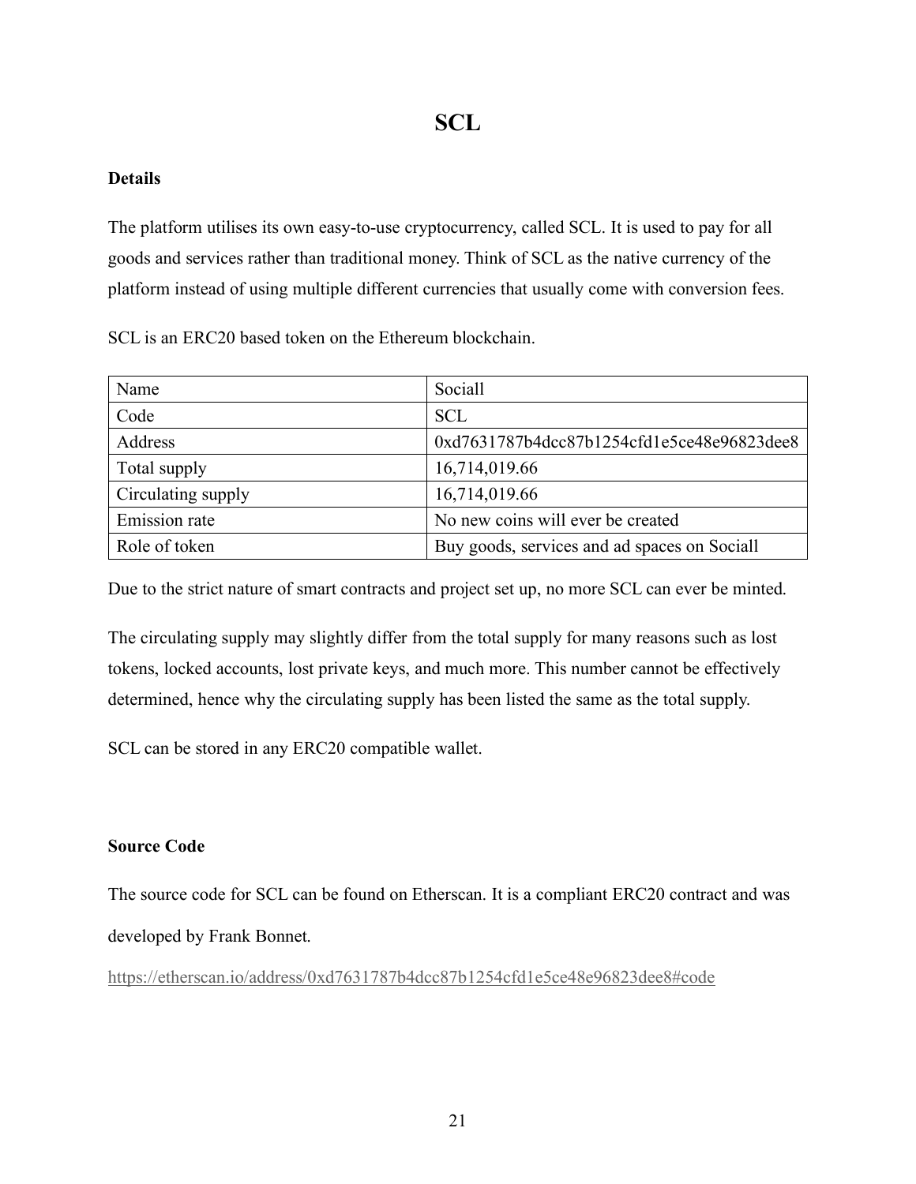# SCL

### Details

The platform utilises its own easy-to-use cryptocurrency, called SCL. It is used to pay for all goods and services rather than traditional money. Think of SCL as the native currency of the platform instead of using multiple different currencies that usually come with conversion fees.

SCL is an ERC20 based token on the Ethereum blockchain.

| Name | Sociall |
|---|---|
| Code | SCL |
| Address | 0xd7631787b4dcc87b1254cfd1e5ce48e96823dee8 |
| Total supply | 16,714,019.66 |
| Circulating supply | 16,714,019.66 |
| Emission rate | No new coins will ever be created |
| Role of token | Buy goods, services and ad spaces on Sociall |

Due to the strict nature of smart contracts and project set up, no more SCL can ever be minted.

The circulating supply may slightly differ from the total supply for many reasons such as lost tokens, locked accounts, lost private keys, and much more. This number cannot be effectively determined, hence why the circulating supply has been listed the same as the total supply.

SCL can be stored in any ERC20 compatible wallet.

### Source Code

The source code for SCL can be found on Etherscan. It is a compliant ERC20 contract and was developed by Frank Bonnet.

https://etherscan.io/address/0xd7631787b4dcc87b1254cfd1e5ce48e96823dee8#code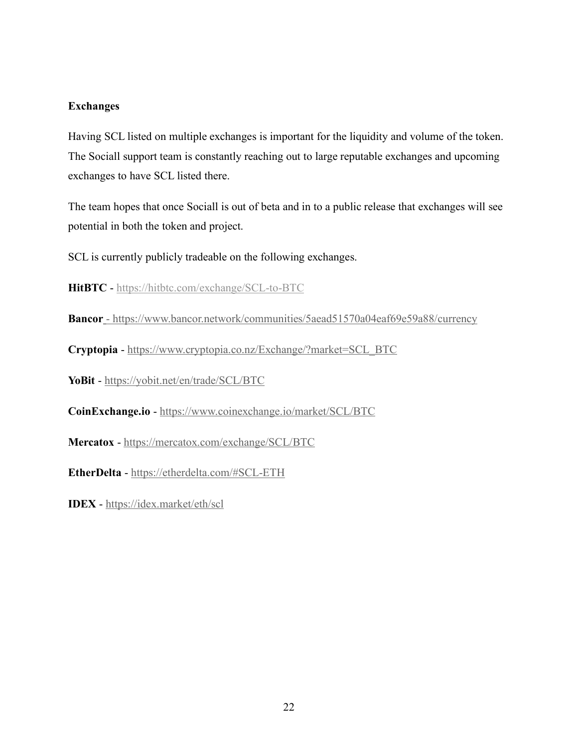**Exchanges**

Having SCL listed on multiple exchanges is important for the liquidity and volume of the token. The Sociall support team is constantly reaching out to large reputable exchanges and upcoming exchanges to have SCL listed there.

The team hopes that once Sociall is out of beta and in to a public release that exchanges will see potential in both the token and project.

SCL is currently publicly tradeable on the following exchanges.

**HitBTC** - https://hitbtc.com/exchange/SCL-to-BTC

**Bancor** - https://www.bancor.network/communities/5aead51570a04eaf69e59a88/currency

**Cryptopia** - https://www.cryptopia.co.nz/Exchange/?market=SCL_BTC

**YoBit** - https://yobit.net/en/trade/SCL/BTC

**CoinExchange.io** - https://www.coinexchange.io/market/SCL/BTC

**Mercatox** - https://mercatox.com/exchange/SCL/BTC

**EtherDelta** - https://etherdelta.com/#SCL-ETH

**IDEX** - https://idex.market/eth/scl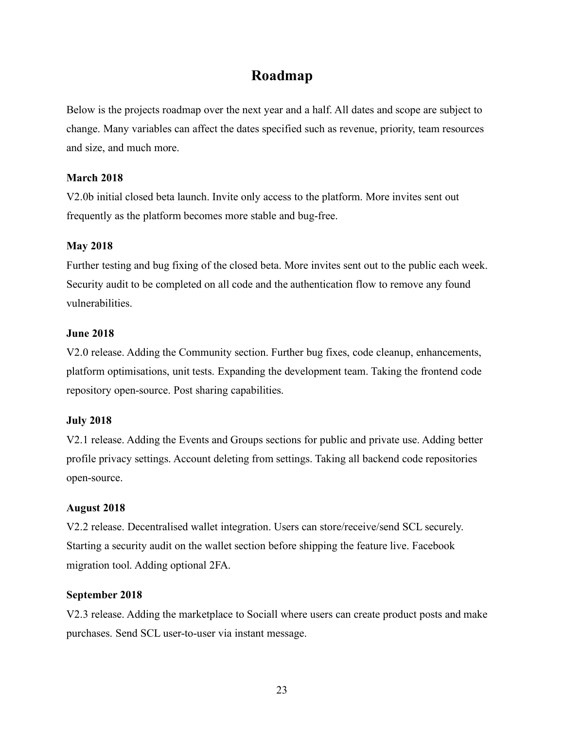# Roadmap

Below is the projects roadmap over the next year and a half. All dates and scope are subject to change. Many variables can affect the dates specified such as revenue, priority, team resources and size, and much more.

**March 2018**

V2.0b initial closed beta launch. Invite only access to the platform. More invites sent out frequently as the platform becomes more stable and bug-free.

**May 2018**

Further testing and bug fixing of the closed beta. More invites sent out to the public each week. Security audit to be completed on all code and the authentication flow to remove any found vulnerabilities.

**June 2018**

V2.0 release. Adding the Community section. Further bug fixes, code cleanup, enhancements, platform optimisations, unit tests. Expanding the development team. Taking the frontend code repository open-source. Post sharing capabilities.

**July 2018**

V2.1 release. Adding the Events and Groups sections for public and private use. Adding better profile privacy settings. Account deleting from settings. Taking all backend code repositories open-source.

**August 2018**

V2.2 release. Decentralised wallet integration. Users can store/receive/send SCL securely. Starting a security audit on the wallet section before shipping the feature live. Facebook migration tool. Adding optional 2FA.

**September 2018**

V2.3 release. Adding the marketplace to Sociall where users can create product posts and make purchases. Send SCL user-to-user via instant message.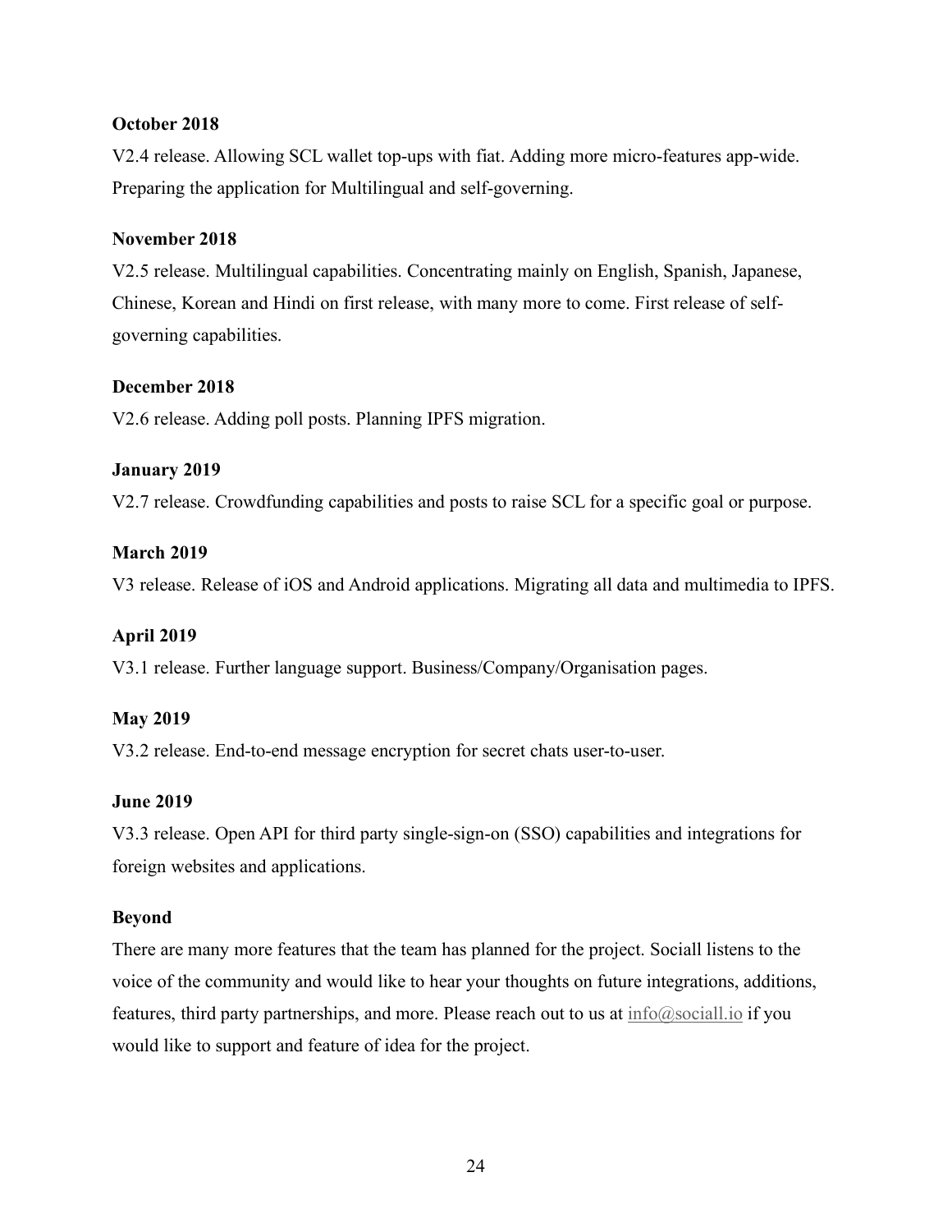**October 2018**

V2.4 release. Allowing SCL wallet top-ups with fiat. Adding more micro-features app-wide. Preparing the application for Multilingual and self-governing.

**November 2018**

V2.5 release. Multilingual capabilities. Concentrating mainly on English, Spanish, Japanese, Chinese, Korean and Hindi on first release, with many more to come. First release of self-governing capabilities.

**December 2018**

V2.6 release. Adding poll posts. Planning IPFS migration.

**January 2019**

V2.7 release. Crowdfunding capabilities and posts to raise SCL for a specific goal or purpose.

**March 2019**

V3 release. Release of iOS and Android applications. Migrating all data and multimedia to IPFS.

**April 2019**

V3.1 release. Further language support. Business/Company/Organisation pages.

**May 2019**

V3.2 release. End-to-end message encryption for secret chats user-to-user.

**June 2019**

V3.3 release. Open API for third party single-sign-on (SSO) capabilities and integrations for foreign websites and applications.

**Beyond**

There are many more features that the team has planned for the project. Sociall listens to the voice of the community and would like to hear your thoughts on future integrations, additions, features, third party partnerships, and more. Please reach out to us at info@sociall.io if you would like to support and feature of idea for the project.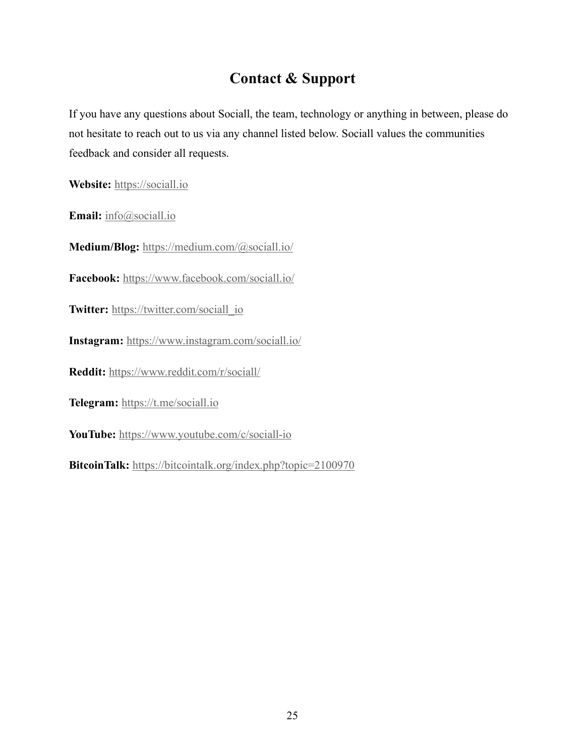# Contact & Support

If you have any questions about Sociall, the team, technology or anything in between, please do not hesitate to reach out to us via any channel listed below. Sociall values the communities feedback and consider all requests.

**Website:** https://sociall.io

**Email:** info@sociall.io

**Medium/Blog:** https://medium.com/@sociall.io/

**Facebook:** https://www.facebook.com/sociall.io/

**Twitter:** https://twitter.com/sociall_io

**Instagram:** https://www.instagram.com/sociall.io/

**Reddit:** https://www.reddit.com/r/sociall/

**Telegram:** https://t.me/sociall.io

**YouTube:** https://www.youtube.com/c/sociall-io

**BitcoinTalk:** https://bitcointalk.org/index.php?topic=2100970